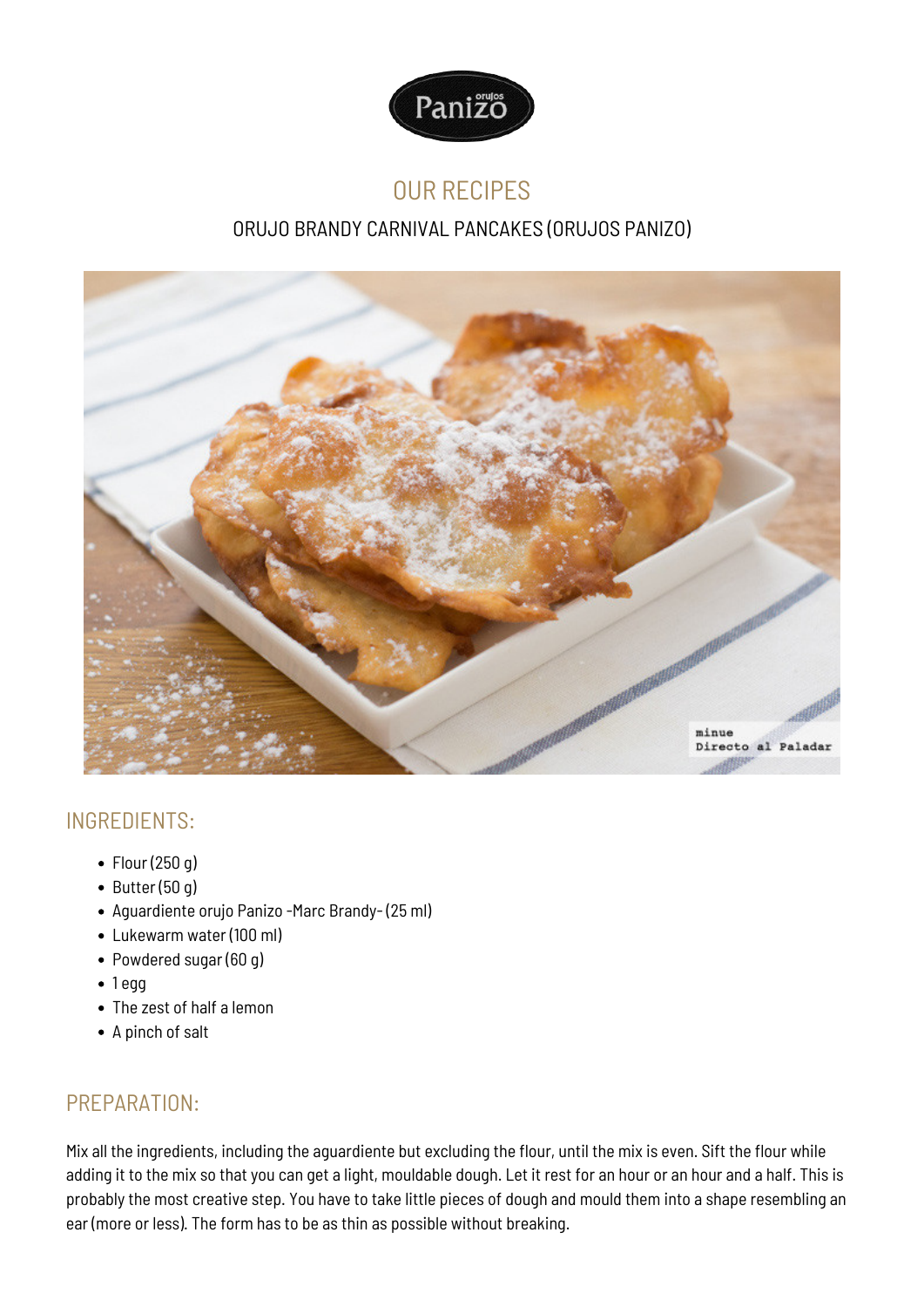# OUR RECIPES

## ORUJO BRANDY CARNIVAL PANCAKES (ORUJOS PANIZO)

## INGREDIENTS:

- Flour (250 g)
- Butter (50 g)
- Aguardiente orujo Panizo -Marc Brandy- (25 ml)
- Lukewarm water (100 ml)
- Powdered sugar (60 g)
- 1 egg
- The zest of half a lemon
- A pinch of salt

## PREPARATION:

Mix all the ingredients, including the aguardiente but excluding the flour, until the mix is even. Sift the flour while adding it to the mix so that you can get a light, mouldable dough. Let it rest for an hour or an hour and a half. This is probably the most creative step. You have to take little pieces of dough and mould them into a shape resembling an ear (more or less). The form has to be as thin as possible without breaking.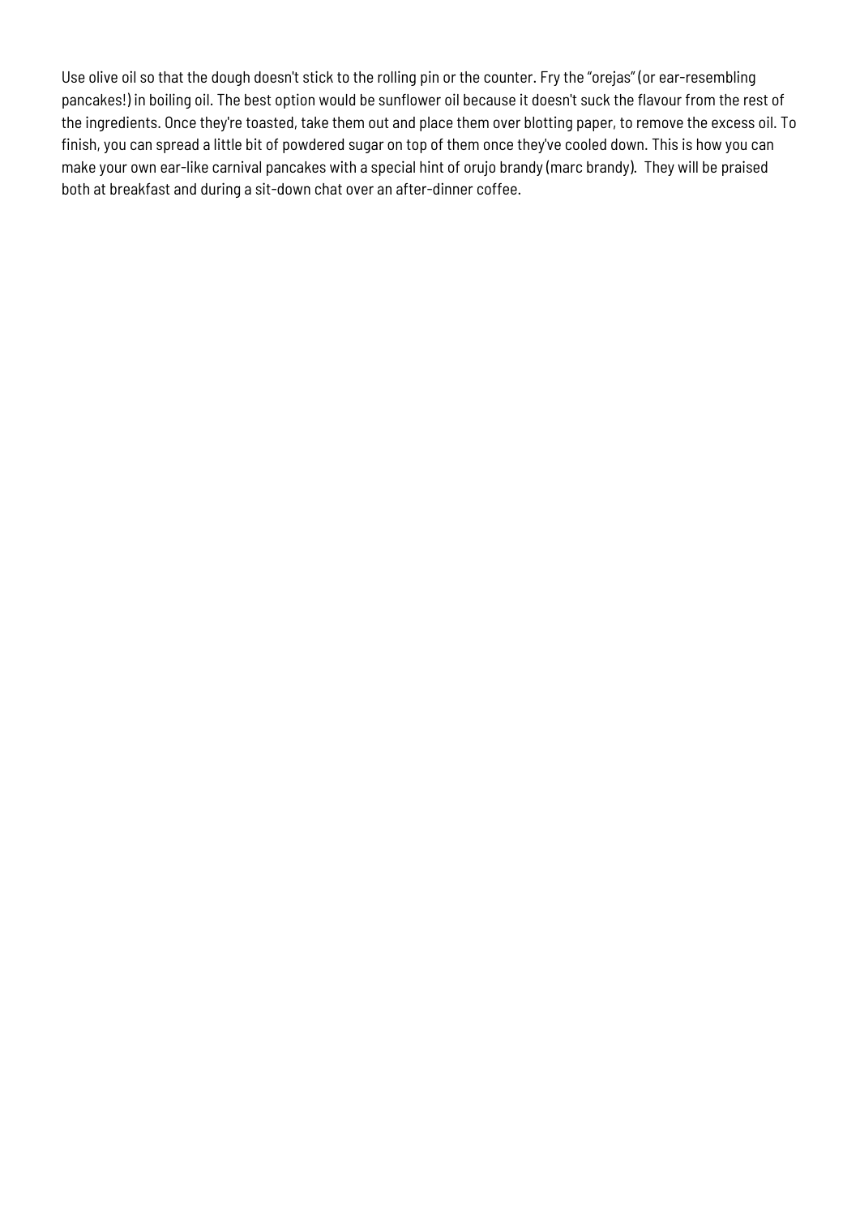Use olive oil so that the dough doesn't stick to the rolling pin or the counter. Fry the "orejas" (or ear-resembling pancakes!) in boiling oil. The best option would be sunflower oil because it doesn't suck the flavour from the rest of the ingredients. Once they're toasted, take them out and place them over blotting paper, to remove the excess oil. To finish, you can spread a little bit of powdered sugar on top of them once they've cooled down. This is how you can make your own ear-like carnival pancakes with a special hint of orujo brandy (marc brandy). They will be praised both at breakfast and during a sit-down chat over an after-dinner coffee.